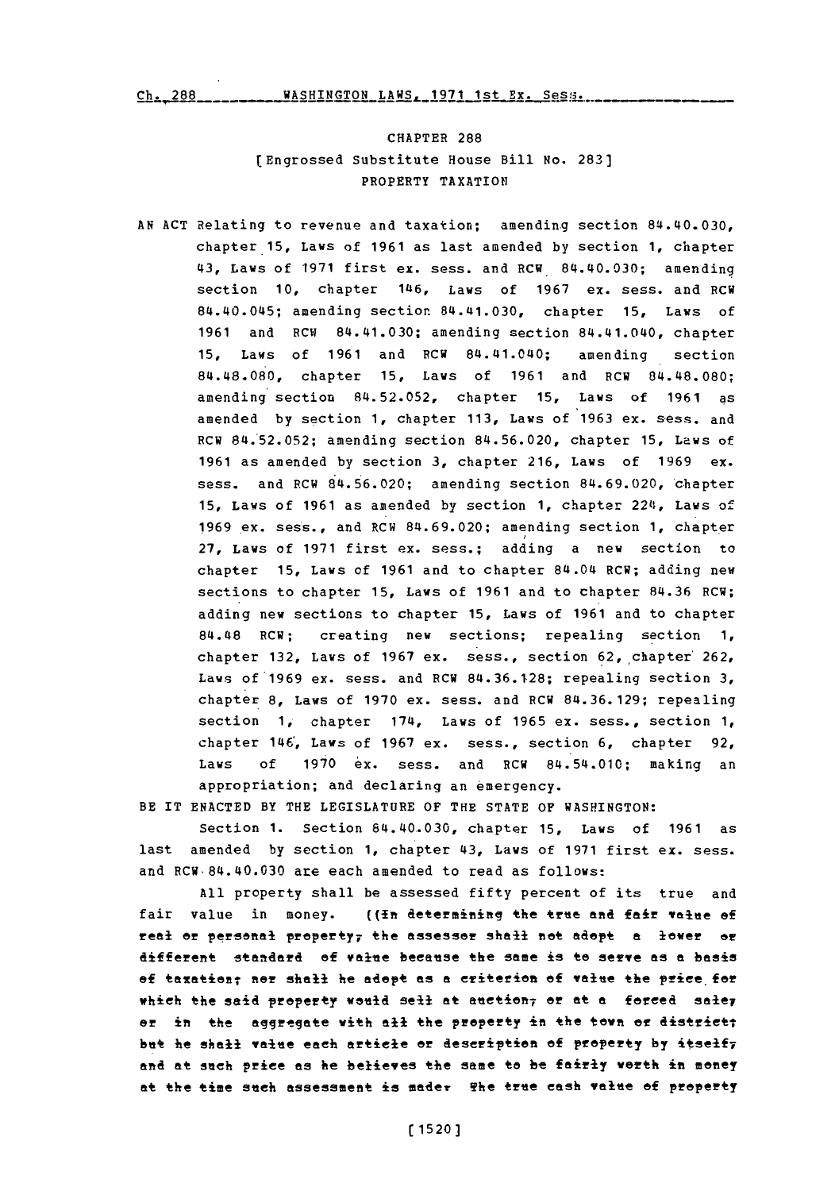CHAPTER 288

[Engrossed Substitute House Bill No. 283]

PROPERTY TAXATION

AN ACT Relating to revenue and taxation; amending section 84.40.030, chapter 15, Laws of 1961 as last amended by section 1, chapter 43, Laws of 1971 first ex. sess. and RCW 84.40.030; amending section 10, chapter 146, Laws of 1967 ex. sess. and RCW 84.40.045; amending section 84.41.030, chapter 15, Laws of 1961 and RCW 84.41.030; amending section 84.41.040, chapter 15, Laws of 1961 and RCW 84.41.040; amending section 84.48.080, chapter 15, Laws of 1961 and RCW 84.48.080; amending section 84.52.052, chapter 15, Laws of 1961 as amended by section 1, chapter 113, Laws of 1963 ex. sess. and RCW 84.52.052; amending section 84.56.020, chapter 15, Laws of 1961 as amended by section 3, chapter 216, Laws of 1969 ex. sess. and RCW 84.56.020; amending section 84.69.020, chapter 15, Laws of 1961 as amended by section 1, chapter 224, Laws of 1969 ex. sess., and RCW 84.69.020; amending section 1, chapter 27, Laws of 1971 first ex. sess.; adding a new section to chapter 15, Laws of 1961 and to chapter 84.04 RCW; adding new sections to chapter 15, Laws of 1961 and to chapter 84.36 RCW; adding new sections to chapter 15, Laws of 1961 and to chapter 84.48 RCW; creating new sections; repealing section 1, chapter 132, Laws of 1967 ex. sess., section 62, chapter 262, Laws of 1969 ex. sess. and RCW 84.36.128; repealing section 3, chapter 8, Laws of 1970 ex. sess. and RCW 84.36.129; repealing section 1, chapter 174, Laws of 1965 ex. sess., section 1, chapter 146, Laws of 1967 ex. sess., section 6, chapter 92, Laws of 1970 ex. sess. and RCW 84.54.010; making an appropriation; and declaring an emergency.

BE IT ENACTED BY THE LEGISLATURE OF THE STATE OF WASHINGTON:

Section 1. Section 84.40.030, chapter 15, Laws of 1961 as last amended by section 1, chapter 43, Laws of 1971 first ex. sess. and RCW 84.40.030 are each amended to read as follows:

All property shall be assessed fifty percent of its true and fair value in money. ((In determining the true and fair value of real or personal property, the assessor shall not adopt a lower or different standard of value because the same is to serve as a basis of taxation; nor shall he adopt as a criterion of value the price for which the said property would sell at auction, or at a forced sale, or in the aggregate with all the property in the town or district; but he shall value each article or description of property by itself, and at such price as he believes the same to be fairly worth in money at the time such assessment is made. The true cash value of property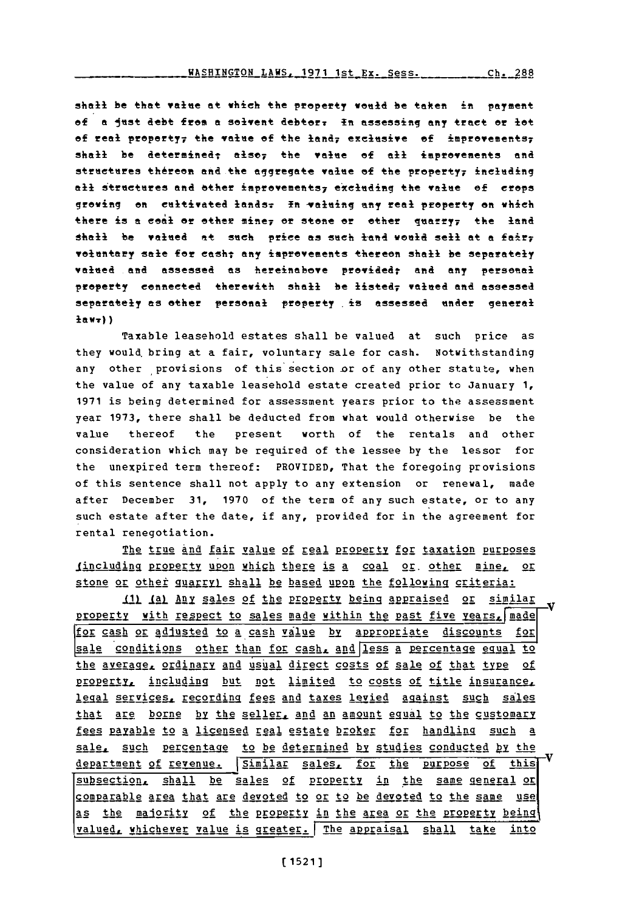shall be that value at which the property would be taken in payment of a just debt from a solvent debtor. In assessing any tract or lot of real property, the value of the land, exclusive of improvements, shall be determined; also, the value of all improvements and structures thereon and the aggregate value of the property, including all structures and other improvements, excluding the value of crops growing on cultivated lands. In valuing any real property on which there is a coal or other mine, or stone or other quarry, the land shall be valued at such price as such land would sell at a fair, voluntary sale for cash; any improvements thereon shall be separately valued and assessed as hereinabove provided; and any personal property connected therewith shall be listed, valued and assessed separately as other personal property is assessed under general law.))

Taxable leasehold estates shall be valued at such price as they would bring at a fair, voluntary sale for cash. Notwithstanding any other provisions of this section or of any other statute, when the value of any taxable leasehold estate created prior to January 1, 1971 is being determined for assessment years prior to the assessment year 1973, there shall be deducted from what would otherwise be the value thereof the present worth of the rentals and other consideration which may be required of the lessee by the lessor for the unexpired term thereof: PROVIDED, That the foregoing provisions of this sentence shall not apply to any extension or renewal, made after December 31, 1970 of the term of any such estate, or to any such estate after the date, if any, provided for in the agreement for rental renegotiation.

The true and fair value of real property for taxation purposes (including property upon which there is a coal or other mine, or stone or other quarry) shall be based upon the following criteria:

(1) (a) Any sales of the property being appraised or similar property with respect to sales made within the past five years, made for cash or adjusted to a cash value by appropriate discounts for sale conditions other than for cash, and less a percentage equal to the average, ordinary and usual direct costs of sale of that type of property, including but not limited to costs of title insurance, legal services, recording fees and taxes levied against such sales that are borne by the seller, and an amount equal to the customary fees payable to a licensed real estate broker for handling such a sale, such percentage to be determined by studies conducted by the department of revenue. Similar sales, for the purpose of this subsection, shall be sales of property in the same general or comparable area that are devoted to or to be devoted to the same use as the majority of the property in the area or the property being valued, whichever value is greater. The appraisal shall take into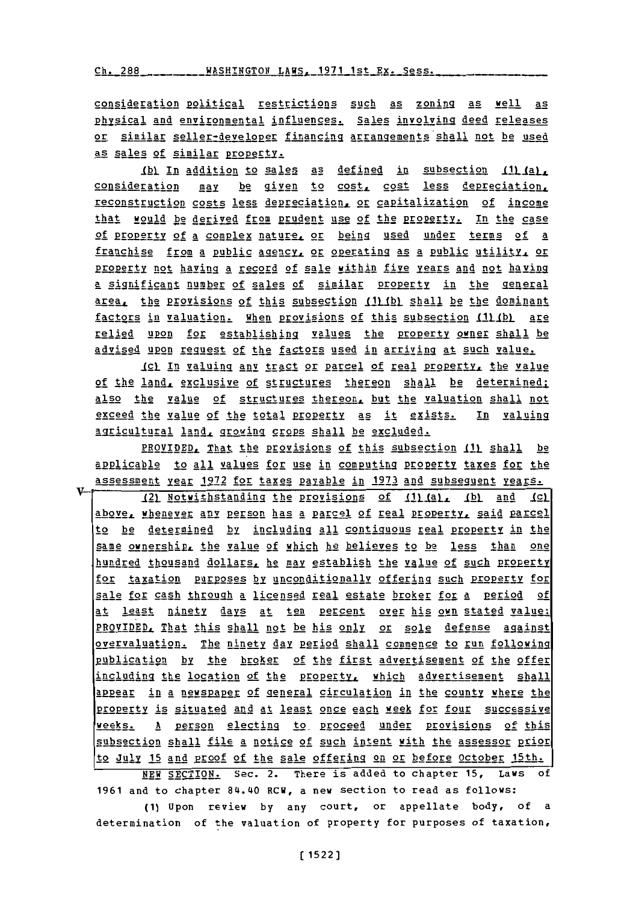consideration political restrictions such as zoning as well as physical and environmental influences. Sales involving deed releases or similar seller-developer financing arrangements shall not be used as sales of similar property.

(b) In addition to sales as defined in subsection (1)(a), consideration may be given to cost, cost less depreciation, reconstruction costs less depreciation, or capitalization of income that would be derived from prudent use of the property. In the case of property of a complex nature, or being used under terms of a franchise from a public agency, or operating as a public utility, or property not having a record of sale within five years and not having a significant number of sales of similar property in the general area, the provisions of this subsection (1)(b) shall be the dominant factors in valuation. When provisions of this subsection (1)(b) are relied upon for establishing values the property owner shall be advised upon request of the factors used in arriving at such value.

(c) In valuing any tract or parcel of real property, the value of the land, exclusive of structures thereon shall be determined; also the value of structures thereon, but the valuation shall not exceed the value of the total property as it exists. In valuing agricultural land, growing crops shall be excluded.

PROVIDED, That the provisions of this subsection (1) shall be applicable to all values for use in computing property taxes for the assessment year 1972 for taxes payable in 1973 and subsequent years.

(2) Notwithstanding the provisions of (1)(a), (b) and (c) above, whenever any person has a parcel of real property, said parcel to be determined by including all contiguous real property in the same ownership, the value of which he believes to be less than one hundred thousand dollars, he may establish the value of such property for taxation purposes by unconditionally offering such property for sale for cash through a licensed real estate broker for a period of at least ninety days at ten percent over his own stated value: PROVIDED, That this shall not be his only or sole defense against overvaluation. The ninety day period shall commence to run following publication by the broker of the first advertisement of the offer including the location of the property, which advertisement shall appear in a newspaper of general circulation in the county where the property is situated and at least once each week for four successive weeks. A person electing to proceed under provisions of this subsection shall file a notice of such intent with the assessor prior to July 15 and proof of the sale offering on or before October 15th.

NEW SECTION. Sec. 2. There is added to chapter 15, Laws of 1961 and to chapter 84.40 RCW, a new section to read as follows:

(1) Upon review by any court, or appellate body, of a determination of the valuation of property for purposes of taxation,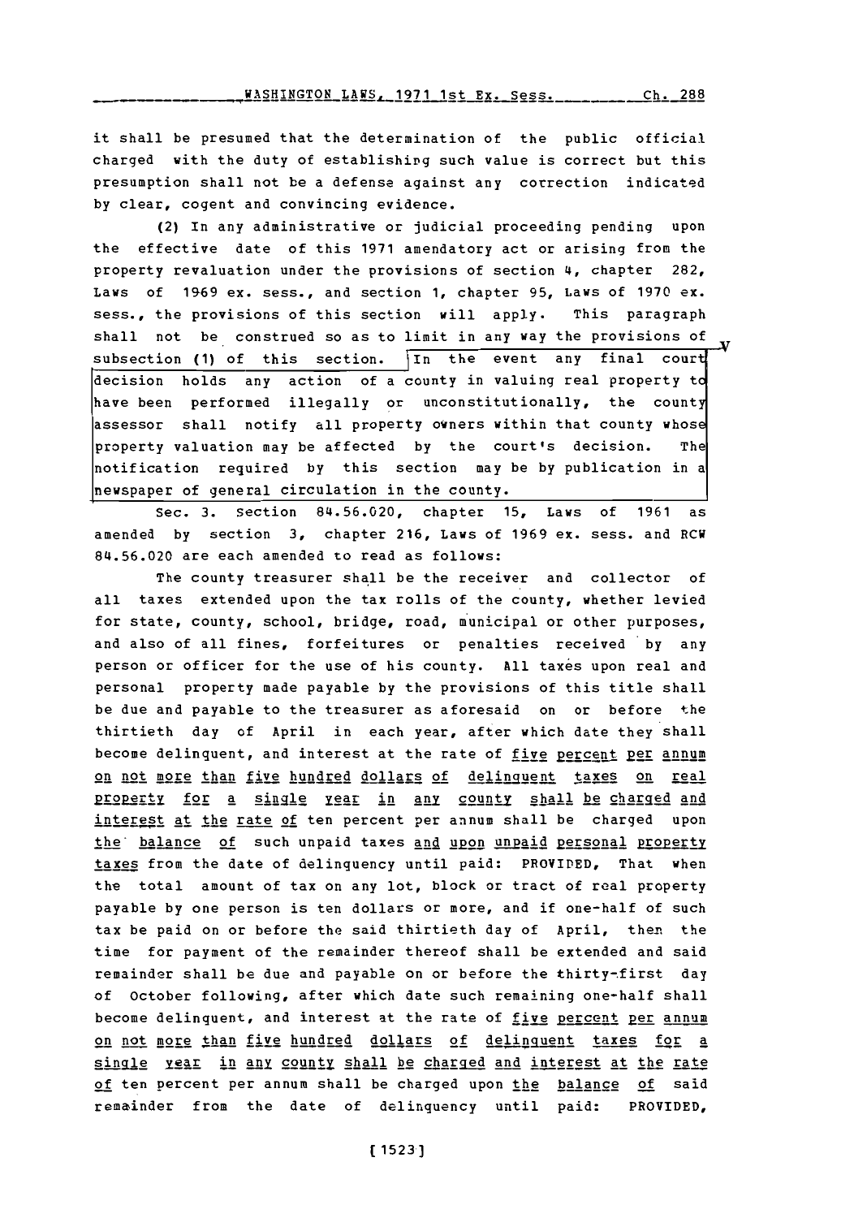it shall be presumed that the determination of the public official charged with the duty of establishing such value is correct but this presumption shall not be a defense against any correction indicated by clear, cogent and convincing evidence.

(2) In any administrative or judicial proceeding pending upon the effective date of this 1971 amendatory act or arising from the property revaluation under the provisions of section 4, chapter 282, Laws of 1969 ex. sess., and section 1, chapter 95, Laws of 1970 ex. sess., the provisions of this section will apply. This paragraph shall not be construed so as to limit in any way the provisions of subsection (1) of this section. In the event any final court decision holds any action of a county in valuing real property to have been performed illegally or unconstitutionally, the county assessor shall notify all property owners within that county whose property valuation may be affected by the court's decision. The notification required by this section may be by publication in a newspaper of general circulation in the county.

Sec. 3. Section 84.56.020, chapter 15, Laws of 1961 as amended by section 3, chapter 216, Laws of 1969 ex. sess. and RCW 84.56.020 are each amended to read as follows:

The county treasurer shall be the receiver and collector of all taxes extended upon the tax rolls of the county, whether levied for state, county, school, bridge, road, municipal or other purposes, and also of all fines, forfeitures or penalties received by any person or officer for the use of his county. All taxes upon real and personal property made payable by the provisions of this title shall be due and payable to the treasurer as aforesaid on or before the thirtieth day of April in each year, after which date they shall become delinquent, and interest at the rate of five percent per annum on not more than five hundred dollars of delinquent taxes on real property for a single year in any county shall be charged and interest at the rate of ten percent per annum shall be charged upon the balance of such unpaid taxes and upon unpaid personal property taxes from the date of delinquency until paid: PROVIDED, That when the total amount of tax on any lot, block or tract of real property payable by one person is ten dollars or more, and if one-half of such tax be paid on or before the said thirtieth day of April, then the time for payment of the remainder thereof shall be extended and said remainder shall be due and payable on or before the thirty-first day of October following, after which date such remaining one-half shall become delinquent, and interest at the rate of five percent per annum on not more than five hundred dollars of delinquent taxes for a single year in any county shall be charged and interest at the rate of ten percent per annum shall be charged upon the balance of said remainder from the date of delinquency until paid: PROVIDED,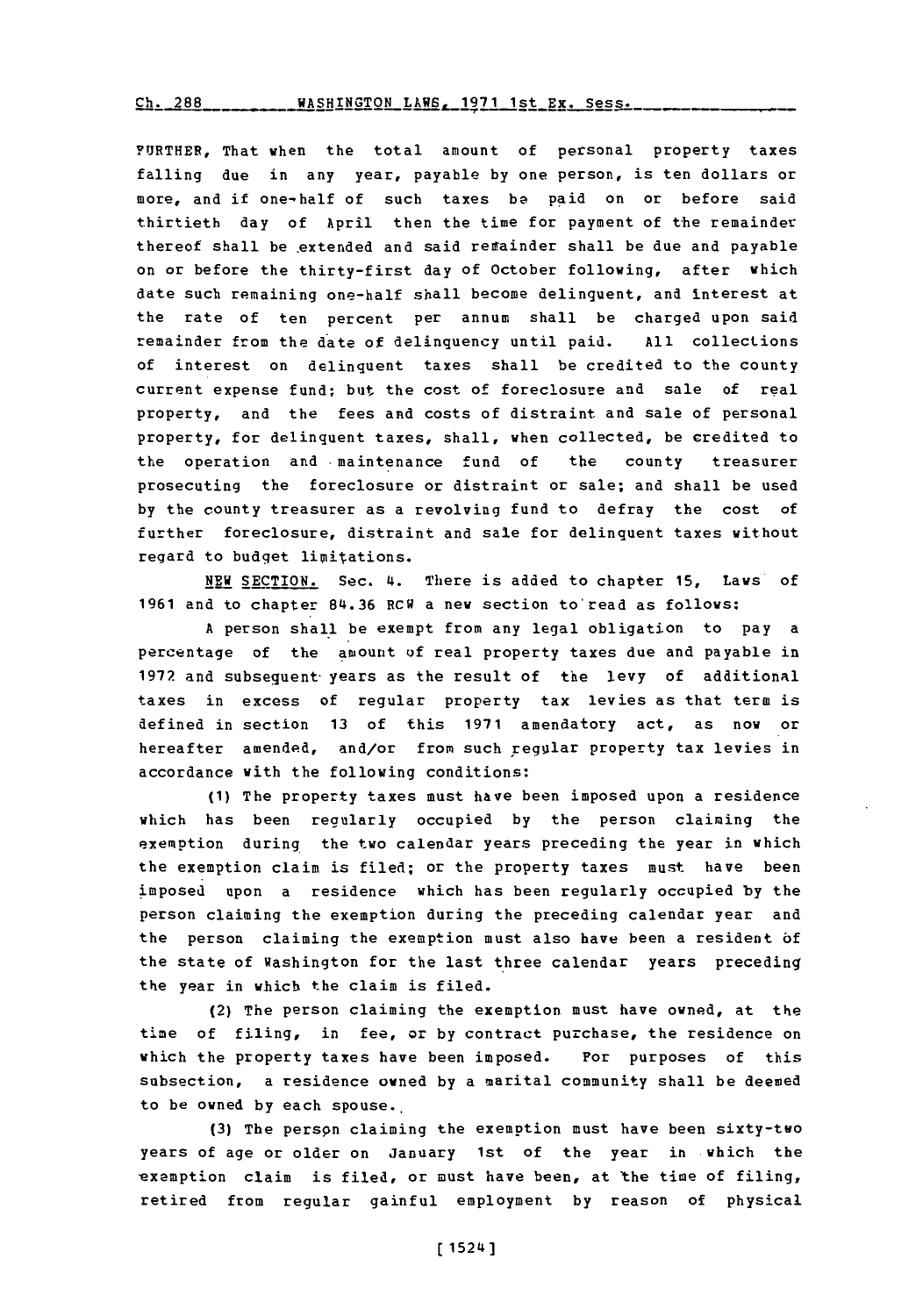FURTHER, That when the total amount of personal property taxes falling due in any year, payable by one person, is ten dollars or more, and if one-half of such taxes be paid on or before said thirtieth day of April then the time for payment of the remainder thereof shall be extended and said remainder shall be due and payable on or before the thirty-first day of October following, after which date such remaining one-half shall become delinquent, and interest at the rate of ten percent per annum shall be charged upon said remainder from the date of delinquency until paid. All collections of interest on delinquent taxes shall be credited to the county current expense fund; but the cost of foreclosure and sale of real property, and the fees and costs of distraint and sale of personal property, for delinquent taxes, shall, when collected, be credited to the operation and maintenance fund of the county treasurer prosecuting the foreclosure or distraint or sale; and shall be used by the county treasurer as a revolving fund to defray the cost of further foreclosure, distraint and sale for delinquent taxes without regard to budget limitations.

NEW SECTION. Sec. 4. There is added to chapter 15, Laws of 1961 and to chapter 84.36 RCW a new section to read as follows:

A person shall be exempt from any legal obligation to pay a percentage of the amount of real property taxes due and payable in 1972 and subsequent years as the result of the levy of additional taxes in excess of regular property tax levies as that term is defined in section 13 of this 1971 amendatory act, as now or hereafter amended, and/or from such regular property tax levies in accordance with the following conditions:

(1) The property taxes must have been imposed upon a residence which has been regularly occupied by the person claiming the exemption during the two calendar years preceding the year in which the exemption claim is filed; or the property taxes must have been imposed upon a residence which has been regularly occupied by the person claiming the exemption during the preceding calendar year and the person claiming the exemption must also have been a resident of the state of Washington for the last three calendar years preceding the year in which the claim is filed.

(2) The person claiming the exemption must have owned, at the time of filing, in fee, or by contract purchase, the residence on which the property taxes have been imposed. For purposes of this subsection, a residence owned by a marital community shall be deemed to be owned by each spouse.

(3) The person claiming the exemption must have been sixty-two years of age or older on January 1st of the year in which the exemption claim is filed, or must have been, at the time of filing, retired from regular gainful employment by reason of physical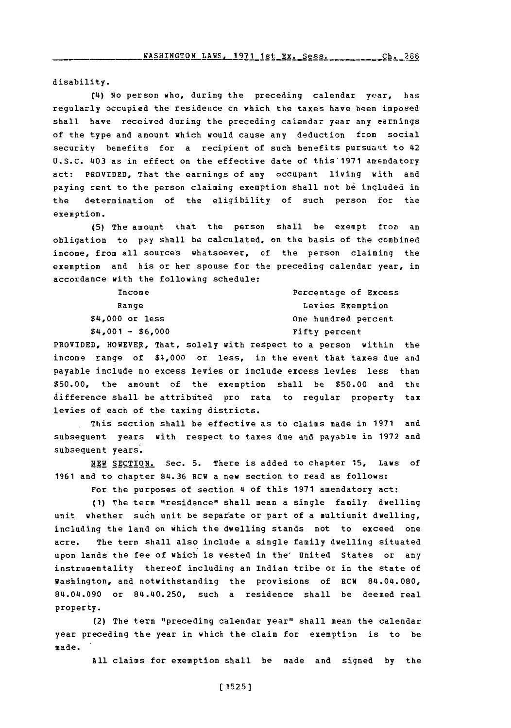disability.

(4) No person who, during the preceding calendar year, has regularly occupied the residence on which the taxes have been imposed shall have received during the preceding calendar year any earnings of the type and amount which would cause any deduction from social security benefits for a recipient of such benefits pursuant to 42 U.S.C. 403 as in effect on the effective date of this 1971 amendatory act: PROVIDED, That the earnings of any occupant living with and paying rent to the person claiming exemption shall not be included in the determination of the eligibility of such person for the exemption.

(5) The amount that the person shall be exempt from an obligation to pay shall be calculated, on the basis of the combined income, from all sources whatsoever, of the person claiming the exemption and his or her spouse for the preceding calendar year, in accordance with the following schedule:

| Income Range | Percentage of Excess Levies Exemption |
|---|---|
| $4,000 or less | One hundred percent |
| $4,001 - $6,000 | Fifty percent |

PROVIDED, HOWEVER, That, solely with respect to a person within the income range of $4,000 or less, in the event that taxes due and payable include no excess levies or include excess levies less than $50.00, the amount of the exemption shall be $50.00 and the difference shall be attributed pro rata to regular property tax levies of each of the taxing districts.

This section shall be effective as to claims made in 1971 and subsequent years with respect to taxes due and payable in 1972 and subsequent years.

NEW SECTION. Sec. 5. There is added to chapter 15, Laws of 1961 and to chapter 84.36 RCW a new section to read as follows:

For the purposes of section 4 of this 1971 amendatory act:

(1) The term "residence" shall mean a single family dwelling unit whether such unit be separate or part of a multiunit dwelling, including the land on which the dwelling stands not to exceed one acre. The term shall also include a single family dwelling situated upon lands the fee of which is vested in the United States or any instrumentality thereof including an Indian tribe or in the state of Washington, and notwithstanding the provisions of RCW 84.04.080, 84.04.090 or 84.40.250, such a residence shall be deemed real property.

(2) The term "preceding calendar year" shall mean the calendar year preceding the year in which the claim for exemption is to be made.

All claims for exemption shall be made and signed by the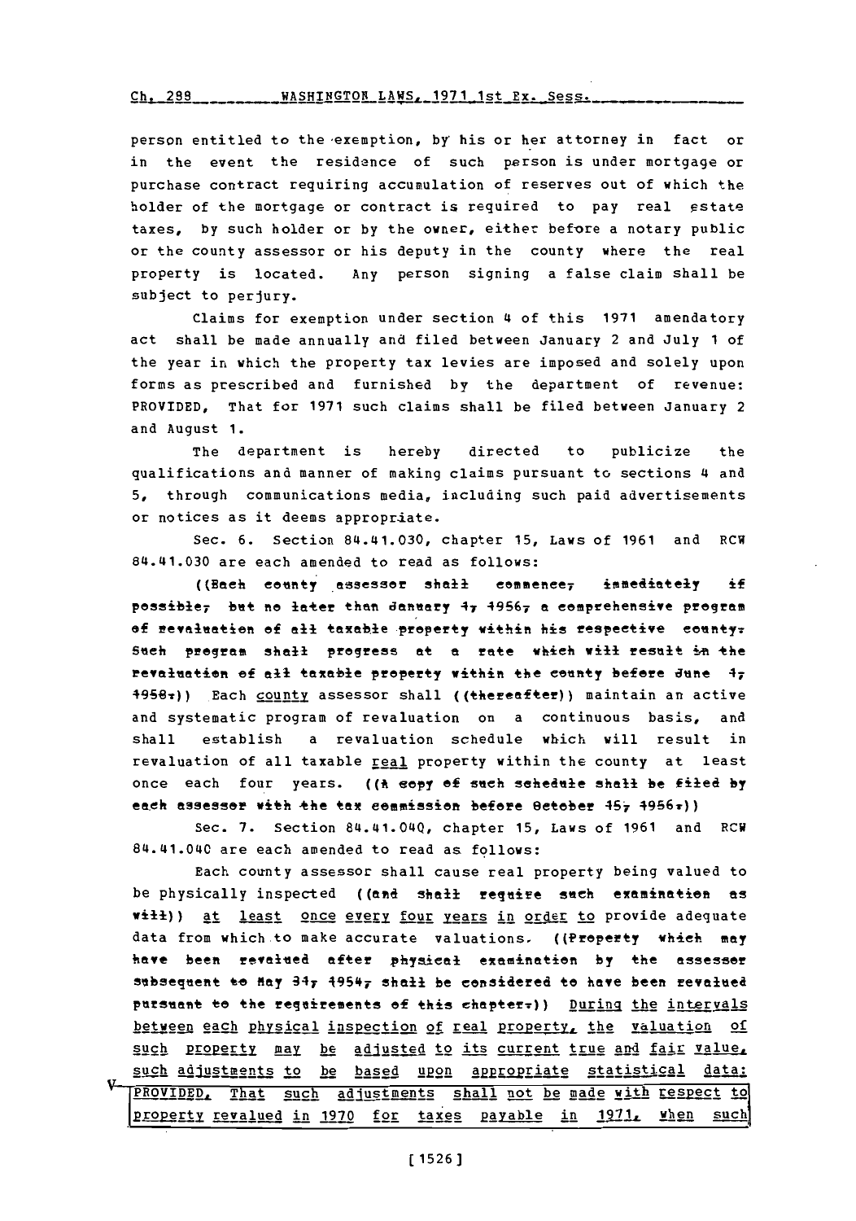person entitled to the exemption, by his or her attorney in fact or in the event the residence of such person is under mortgage or purchase contract requiring accumulation of reserves out of which the holder of the mortgage or contract is required to pay real estate taxes, by such holder or by the owner, either before a notary public or the county assessor or his deputy in the county where the real property is located. Any person signing a false claim shall be subject to perjury.

Claims for exemption under section 4 of this 1971 amendatory act shall be made annually and filed between January 2 and July 1 of the year in which the property tax levies are imposed and solely upon forms as prescribed and furnished by the department of revenue: PROVIDED, That for 1971 such claims shall be filed between January 2 and August 1.

The department is hereby directed to publicize the qualifications and manner of making claims pursuant to sections 4 and 5, through communications media, including such paid advertisements or notices as it deems appropriate.

Sec. 6. Section 84.41.030, chapter 15, Laws of 1961 and RCW 84.41.030 are each amended to read as follows:

((Each county assessor shall commence, immediately if possible, but no later than January 1, 1956, a comprehensive program of revaluation of all taxable property within his respective county. Such program shall progress at a rate which will result in the revaluation of all taxable property within the county before June 1, 1958.)) Each county assessor shall ((thereafter)) maintain an active and systematic program of revaluation on a continuous basis, and shall establish a revaluation schedule which will result in revaluation of all taxable real property within the county at least once each four years. ((A copy of such schedule shall be filed by each assessor with the tax commission before October 15, 1956.))

Sec. 7. Section 84.41.040, chapter 15, Laws of 1961 and RCW 84.41.040 are each amended to read as follows:

Each county assessor shall cause real property being valued to be physically inspected ((and shall require such examination as will)) at least once every four years in order to provide adequate data from which to make accurate valuations. ((Property which may have been revalued after physical examination by the assessor subsequent to May 31, 1954, shall be considered to have been revalued pursuant to the requirements of this chapter.)) During the intervals between each physical inspection of real property, the valuation of such property may be adjusted to its current true and fair value, such adjustments to be based upon appropriate statistical data: PROVIDED, That such adjustments shall not be made with respect to property revalued in 1970 for taxes payable in 1971, when such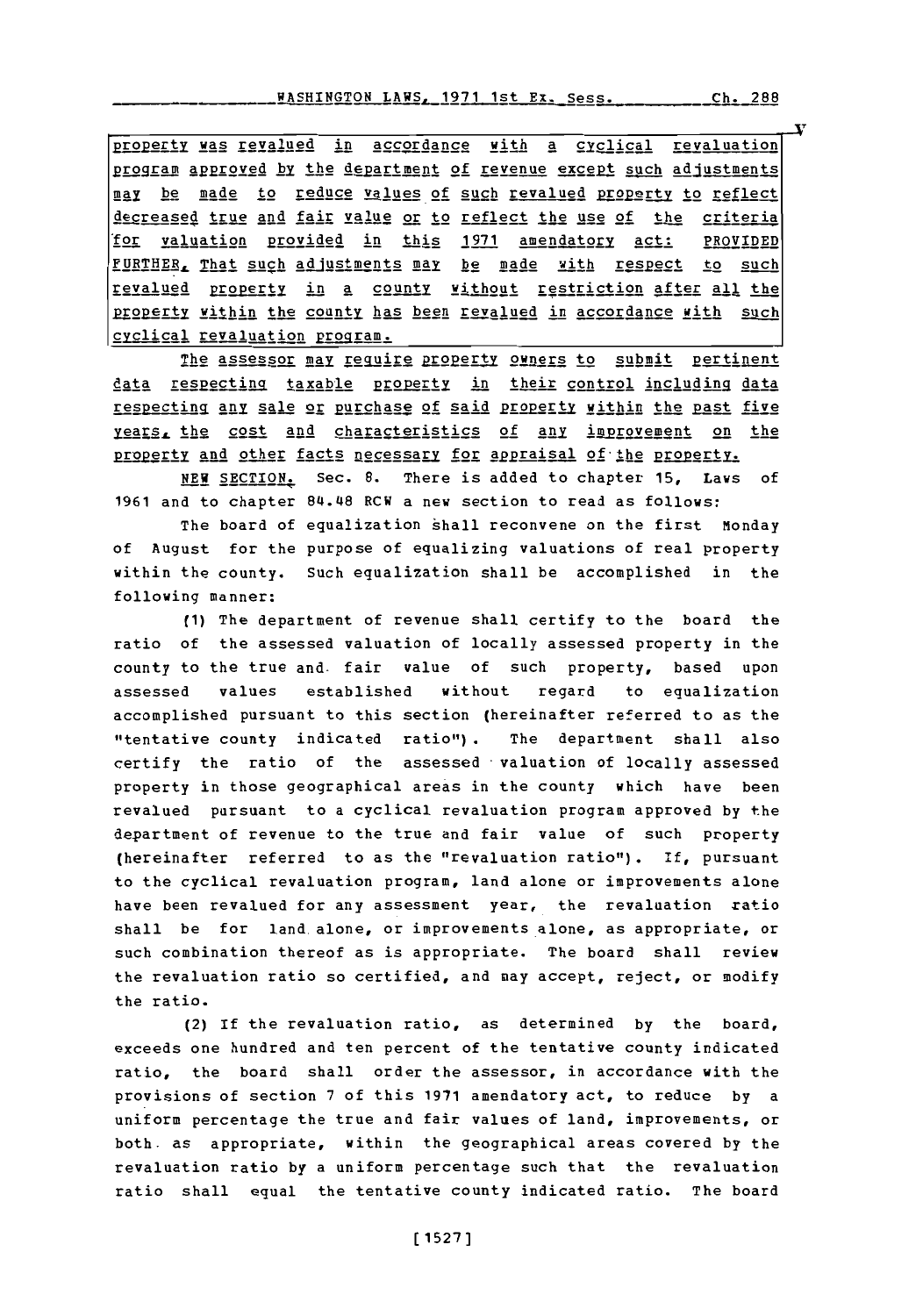property was revalued in accordance with a cyclical revaluation program approved by the department of revenue except such adjustments may be made to reduce values of such revalued property to reflect decreased true and fair value or to reflect the use of the criteria for valuation provided in this 1971 amendatory act: PROVIDED FURTHER, That such adjustments may be made with respect to such revalued property in a county without restriction after all the property within the county has been revalued in accordance with such cyclical revaluation program.

The assessor may require property owners to submit pertinent data respecting taxable property in their control including data respecting any sale or purchase of said property within the past five years, the cost and characteristics of any improvement on the property and other facts necessary for appraisal of the property.

NEW SECTION. Sec. 8. There is added to chapter 15, Laws of 1961 and to chapter 84.48 RCW a new section to read as follows:

The board of equalization shall reconvene on the first Monday of August for the purpose of equalizing valuations of real property within the county. Such equalization shall be accomplished in the following manner:

(1) The department of revenue shall certify to the board the ratio of the assessed valuation of locally assessed property in the county to the true and fair value of such property, based upon assessed values established without regard to equalization accomplished pursuant to this section (hereinafter referred to as the "tentative county indicated ratio"). The department shall also certify the ratio of the assessed valuation of locally assessed property in those geographical areas in the county which have been revalued pursuant to a cyclical revaluation program approved by the department of revenue to the true and fair value of such property (hereinafter referred to as the "revaluation ratio"). If, pursuant to the cyclical revaluation program, land alone or improvements alone have been revalued for any assessment year, the revaluation ratio shall be for land alone, or improvements alone, as appropriate, or such combination thereof as is appropriate. The board shall review the revaluation ratio so certified, and may accept, reject, or modify the ratio.

(2) If the revaluation ratio, as determined by the board, exceeds one hundred and ten percent of the tentative county indicated ratio, the board shall order the assessor, in accordance with the provisions of section 7 of this 1971 amendatory act, to reduce by a uniform percentage the true and fair values of land, improvements, or both as appropriate, within the geographical areas covered by the revaluation ratio by a uniform percentage such that the revaluation ratio shall equal the tentative county indicated ratio. The board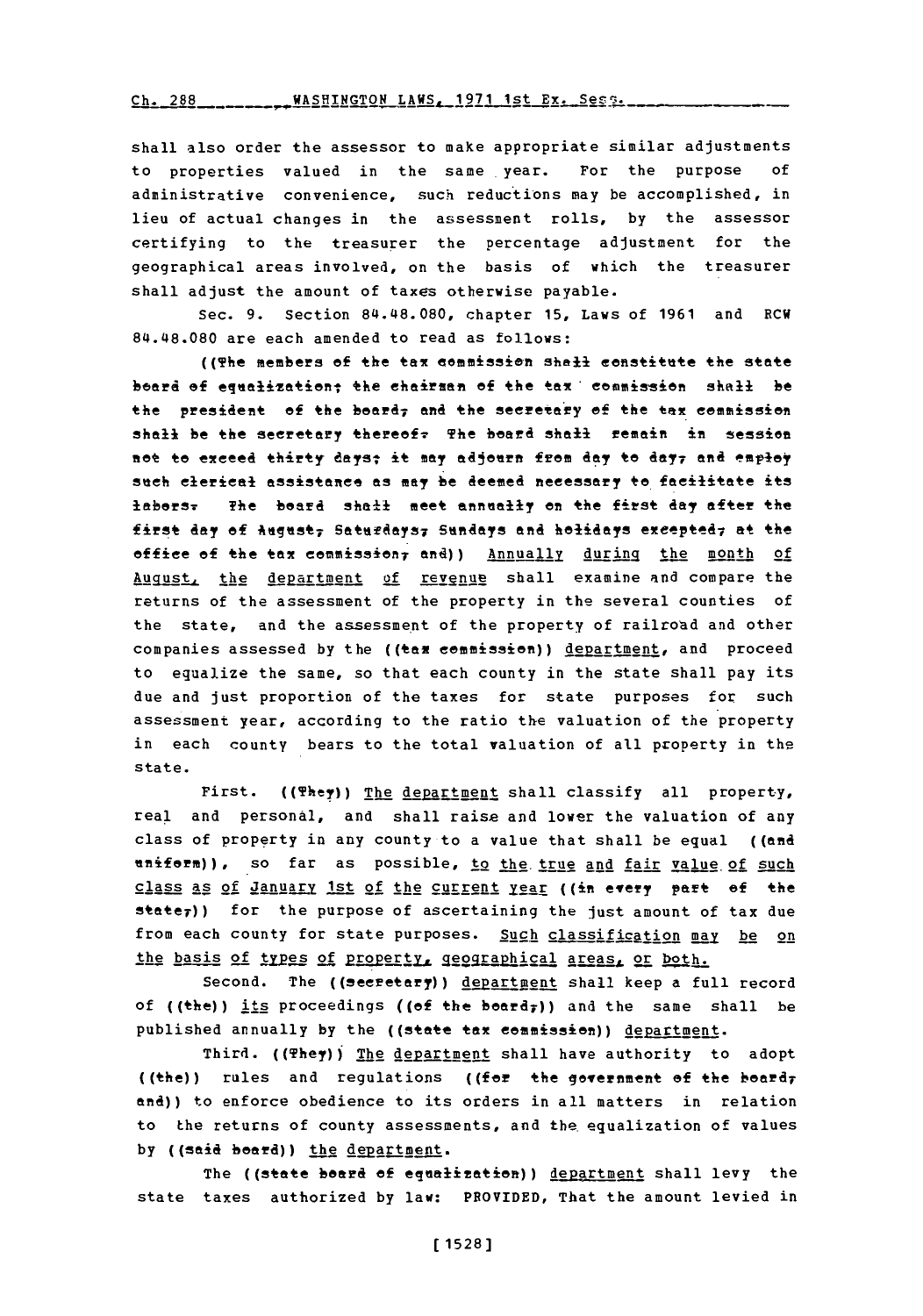shall also order the assessor to make appropriate similar adjustments to properties valued in the same year. For the purpose of administrative convenience, such reductions may be accomplished, in lieu of actual changes in the assessment rolls, by the assessor certifying to the treasurer the percentage adjustment for the geographical areas involved, on the basis of which the treasurer shall adjust the amount of taxes otherwise payable.

Sec. 9. Section 84.48.080, chapter 15, Laws of 1961 and RCW 84.48.080 are each amended to read as follows:

((The members of the tax commission shall constitute the state board of equalization; the chairman of the tax commission shall be the president of the board, and the secretary of the tax commission shall be the secretary thereof. The board shall remain in session not to exceed thirty days; it may adjourn from day to day, and employ such clerical assistance as may be deemed necessary to facilitate its labors. The board shall meet annually on the first day after the first day of August, Saturdays, Sundays and holidays excepted, at the office of the tax commission, and)) Annually during the month of August, the department of revenue shall examine and compare the returns of the assessment of the property in the several counties of the state, and the assessment of the property of railroad and other companies assessed by the ((tax commission)) department, and proceed to equalize the same, so that each county in the state shall pay its due and just proportion of the taxes for state purposes for such assessment year, according to the ratio the valuation of the property in each county bears to the total valuation of all property in the state.

First. ((They)) The department shall classify all property, real and personal, and shall raise and lower the valuation of any class of property in any county to a value that shall be equal ((and uniform)), so far as possible, to the true and fair value of such class as of January 1st of the current year ((in every part of the state,)) for the purpose of ascertaining the just amount of tax due from each county for state purposes. Such classification may be on the basis of types of property, geographical areas, or both.

Second. The ((secretary)) department shall keep a full record of ((the)) its proceedings ((of the board,)) and the same shall be published annually by the ((state tax commission)) department.

Third. ((They)) The department shall have authority to adopt ((the)) rules and regulations ((for the government of the board, and)) to enforce obedience to its orders in all matters in relation to the returns of county assessments, and the equalization of values by ((said board)) the department.

The ((state board of equalization)) department shall levy the state taxes authorized by law: PROVIDED, That the amount levied in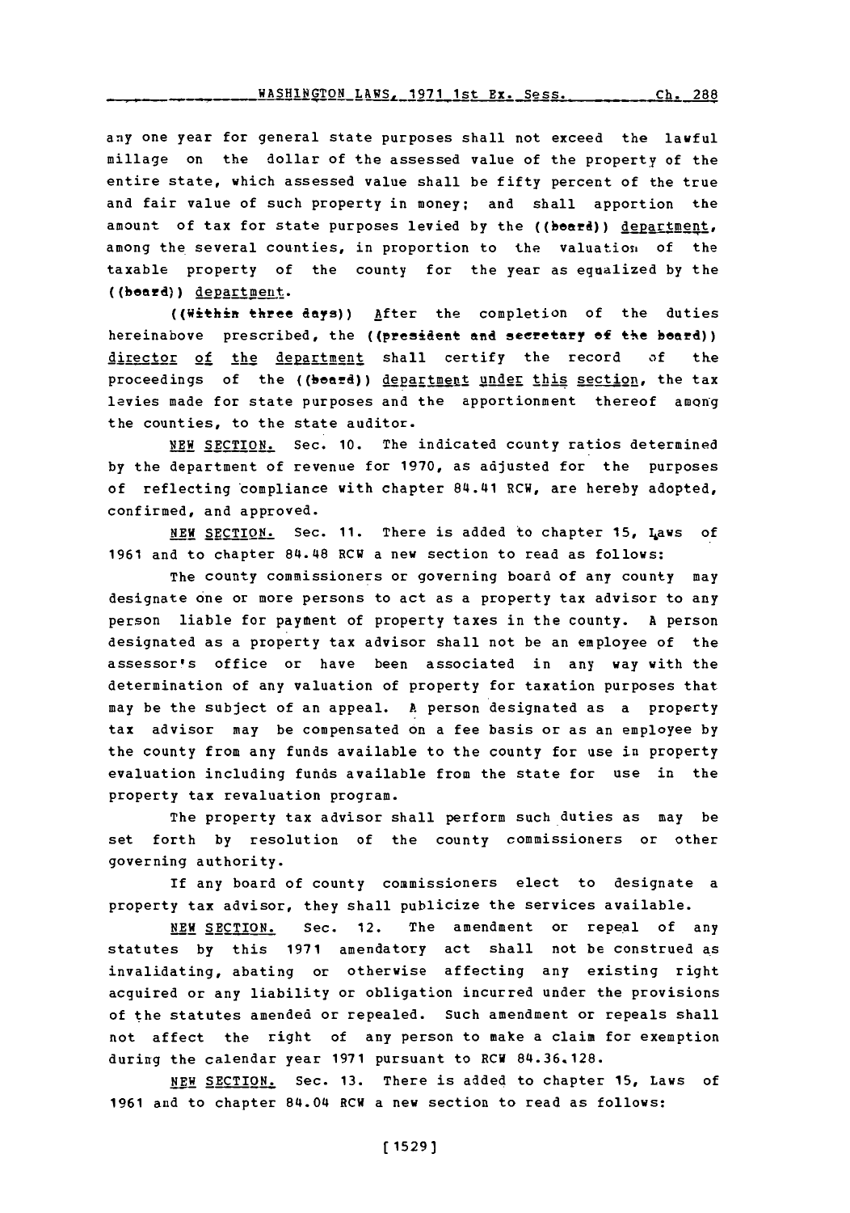any one year for general state purposes shall not exceed the lawful millage on the dollar of the assessed value of the property of the entire state, which assessed value shall be fifty percent of the true and fair value of such property in money; and shall apportion the amount of tax for state purposes levied by the ((board)) department, among the several counties, in proportion to the valuation of the taxable property of the county for the year as equalized by the ((board)) department.

((Within three days)) After the completion of the duties hereinabove prescribed, the ((president and secretary of the board)) director of the department shall certify the record of the proceedings of the ((board)) department under this section, the tax levies made for state purposes and the apportionment thereof among the counties, to the state auditor.

NEW SECTION. Sec. 10. The indicated county ratios determined by the department of revenue for 1970, as adjusted for the purposes of reflecting compliance with chapter 84.41 RCW, are hereby adopted, confirmed, and approved.

NEW SECTION. Sec. 11. There is added to chapter 15, Laws of 1961 and to chapter 84.48 RCW a new section to read as follows:

The county commissioners or governing board of any county may designate one or more persons to act as a property tax advisor to any person liable for payment of property taxes in the county. A person designated as a property tax advisor shall not be an employee of the assessor's office or have been associated in any way with the determination of any valuation of property for taxation purposes that may be the subject of an appeal. A person designated as a property tax advisor may be compensated on a fee basis or as an employee by the county from any funds available to the county for use in property evaluation including funds available from the state for use in the property tax revaluation program.

The property tax advisor shall perform such duties as may be set forth by resolution of the county commissioners or other governing authority.

If any board of county commissioners elect to designate a property tax advisor, they shall publicize the services available.

NEW SECTION. Sec. 12. The amendment or repeal of any statutes by this 1971 amendatory act shall not be construed as invalidating, abating or otherwise affecting any existing right acquired or any liability or obligation incurred under the provisions of the statutes amended or repealed. Such amendment or repeals shall not affect the right of any person to make a claim for exemption during the calendar year 1971 pursuant to RCW 84.36.128.

NEW SECTION. Sec. 13. There is added to chapter 15, Laws of 1961 and to chapter 84.04 RCW a new section to read as follows: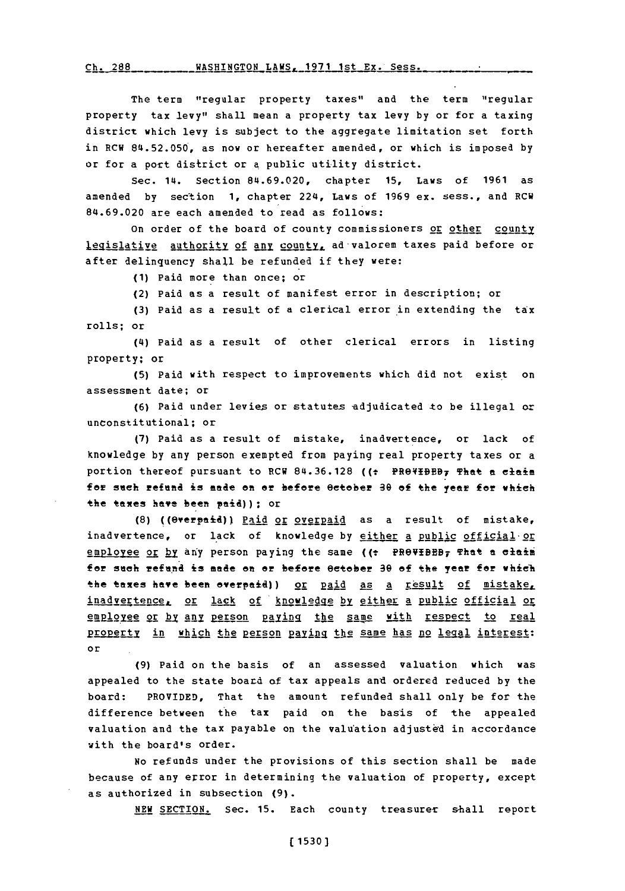The term "regular property taxes" and the term "regular property tax levy" shall mean a property tax levy by or for a taxing district which levy is subject to the aggregate limitation set forth in RCW 84.52.050, as now or hereafter amended, or which is imposed by or for a port district or a public utility district.

Sec. 14. Section 84.69.020, chapter 15, Laws of 1961 as amended by section 1, chapter 224, Laws of 1969 ex. sess., and RCW 84.69.020 are each amended to read as follows:

On order of the board of county commissioners or other county legislative authority of any county, ad valorem taxes paid before or after delinquency shall be refunded if they were:

(1) Paid more than once; or

(2) Paid as a result of manifest error in description; or

(3) Paid as a result of a clerical error in extending the tax rolls; or

(4) Paid as a result of other clerical errors in listing property; or

(5) Paid with respect to improvements which did not exist on assessment date; or

(6) Paid under levies or statutes adjudicated to be illegal or unconstitutional; or

(7) Paid as a result of mistake, inadvertence, or lack of knowledge by any person exempted from paying real property taxes or a portion thereof pursuant to RCW 84.36.128 ((: PROVIDED, That a claim for such refund is made on or before October 30 of the year for which the taxes have been paid)); or

(8) ((Overpaid)) Paid or overpaid as a result of mistake, inadvertence, or lack of knowledge by either a public official or employee or by any person paying the same ((: PROVIDED, That a claim for such refund is made on or before October 30 of the year for which the taxes have been overpaid)) or paid as a result of mistake, inadvertence, or lack of knowledge by either a public official or employee or by any person paying the same with respect to real property in which the person paying the same has no legal interest; or

(9) Paid on the basis of an assessed valuation which was appealed to the state board of tax appeals and ordered reduced by the board: PROVIDED, That the amount refunded shall only be for the difference between the tax paid on the basis of the appealed valuation and the tax payable on the valuation adjusted in accordance with the board's order.

No refunds under the provisions of this section shall be made because of any error in determining the valuation of property, except as authorized in subsection (9).

NEW SECTION. Sec. 15. Each county treasurer shall report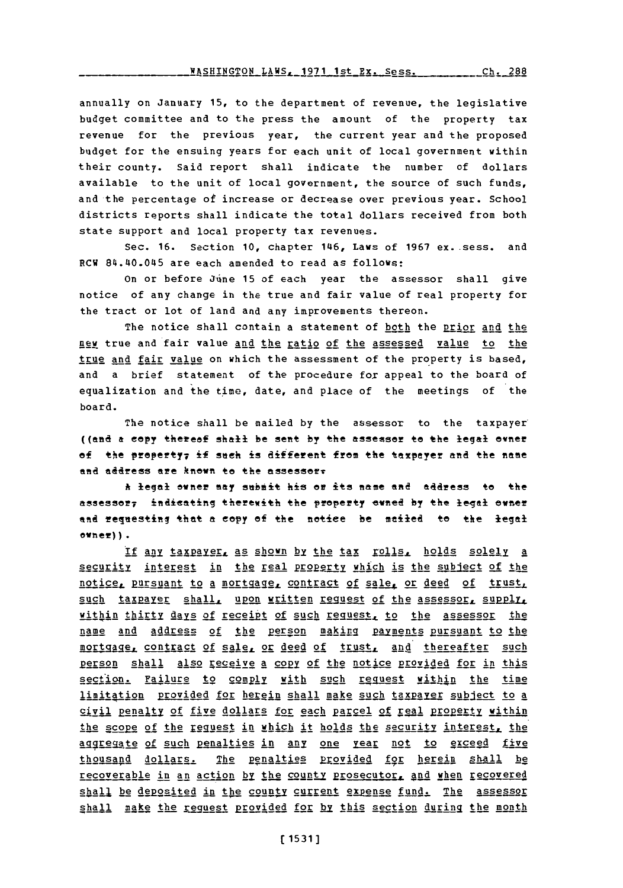annually on January 15, to the department of revenue, the legislative budget committee and to the press the amount of the property tax revenue for the previous year, the current year and the proposed budget for the ensuing years for each unit of local government within their county. Said report shall indicate the number of dollars available to the unit of local government, the source of such funds, and the percentage of increase or decrease over previous year. School districts reports shall indicate the total dollars received from both state support and local property tax revenues.

Sec. 16. Section 10, chapter 146, Laws of 1967 ex. sess. and RCW 84.40.045 are each amended to read as follows:

On or before June 15 of each year the assessor shall give notice of any change in the true and fair value of real property for the tract or lot of land and any improvements thereon.

The notice shall contain a statement of both the prior and the new true and fair value and the ratio of the assessed value to the true and fair value on which the assessment of the property is based, and a brief statement of the procedure for appeal to the board of equalization and the time, date, and place of the meetings of the board.

The notice shall be mailed by the assessor to the taxpayer ((and a copy thereof shall be sent by the assessor to the legal owner of the property, if such is different from the taxpayer and the name and address are known to the assessor.

A legal owner may submit his or its name and address to the assessor, indicating therewith the property owned by the legal owner and requesting that a copy of the notice be mailed to the legal owner)).

If any taxpayer, as shown by the tax rolls, holds solely a security interest in the real property which is the subject of the notice, pursuant to a mortgage, contract of sale, or deed of trust, such taxpayer shall, upon written request of the assessor, supply, within thirty days of receipt of such request, to the assessor the name and address of the person making payments pursuant to the mortgage, contract of sale, or deed of trust, and thereafter such person shall also receive a copy of the notice provided for in this section. Failure to comply with such request within the time limitation provided for herein shall make such taxpayer subject to a civil penalty of five dollars for each parcel of real property within the scope of the request in which it holds the security interest, the aggregate of such penalties in any one year not to exceed five thousand dollars. The penalties provided for herein shall be recoverable in an action by the county prosecutor, and when recovered shall be deposited in the county current expense fund. The assessor shall make the request provided for by this section during the month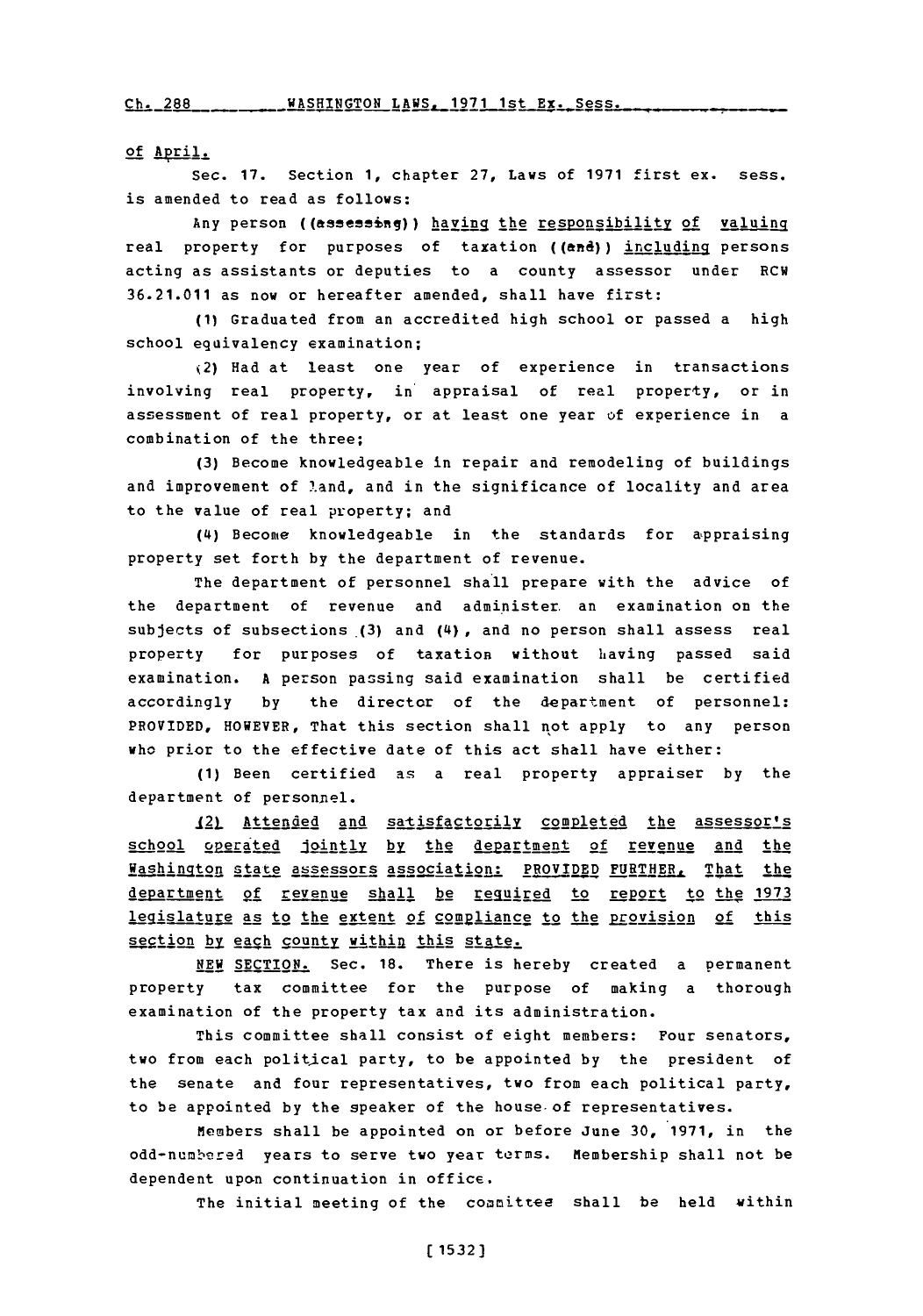of April.

Sec. 17. Section 1, chapter 27, Laws of 1971 first ex. sess. is amended to read as follows:

Any person ((assessing)) having the responsibility of valuing real property for purposes of taxation ((and)) including persons acting as assistants or deputies to a county assessor under RCW 36.21.011 as now or hereafter amended, shall have first:

(1) Graduated from an accredited high school or passed a high school equivalency examination;

(2) Had at least one year of experience in transactions involving real property, in appraisal of real property, or in assessment of real property, or at least one year of experience in a combination of the three;

(3) Become knowledgeable in repair and remodeling of buildings and improvement of land, and in the significance of locality and area to the value of real property; and

(4) Become knowledgeable in the standards for appraising property set forth by the department of revenue.

The department of personnel shall prepare with the advice of the department of revenue and administer an examination on the subjects of subsections (3) and (4), and no person shall assess real property for purposes of taxation without having passed said examination. A person passing said examination shall be certified accordingly by the director of the department of personnel: PROVIDED, HOWEVER, That this section shall not apply to any person who prior to the effective date of this act shall have either:

(1) Been certified as a real property appraiser by the department of personnel.

(2) Attended and satisfactorily completed the assessor's school operated jointly by the department of revenue and the Washington state assessors association: PROVIDED FURTHER, That the department of revenue shall be required to report to the 1973 legislature as to the extent of compliance to the provision of this section by each county within this state.

NEW SECTION. Sec. 18. There is hereby created a permanent property tax committee for the purpose of making a thorough examination of the property tax and its administration.

This committee shall consist of eight members: Four senators, two from each political party, to be appointed by the president of the senate and four representatives, two from each political party, to be appointed by the speaker of the house of representatives.

Members shall be appointed on or before June 30, 1971, in the odd-numbered years to serve two year terms. Membership shall not be dependent upon continuation in office.

The initial meeting of the committee shall be held within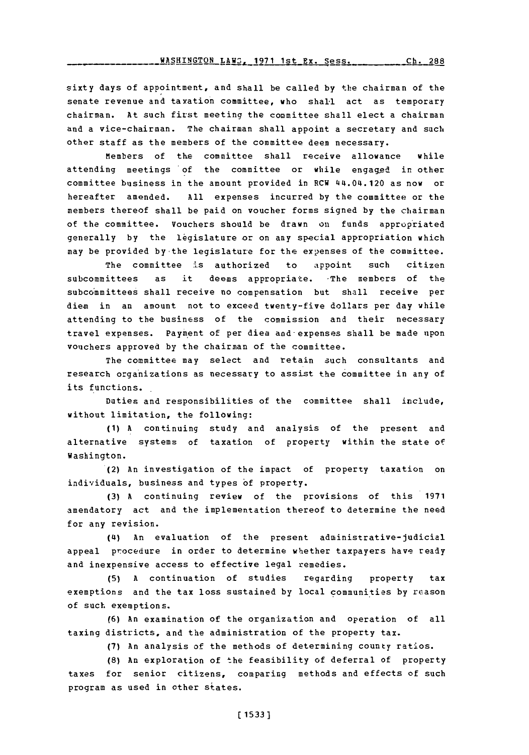sixty days of appointment, and shall be called by the chairman of the senate revenue and taxation committee, who shall act as temporary chairman. At such first meeting the committee shall elect a chairman and a vice-chairman. The chairman shall appoint a secretary and such other staff as the members of the committee deem necessary.

Members of the committee shall receive allowance while attending meetings of the committee or while engaged in other committee business in the amount provided in RCW 44.04.120 as now or hereafter amended. All expenses incurred by the committee or the members thereof shall be paid on voucher forms signed by the chairman of the committee. Vouchers should be drawn on funds appropriated generally by the legislature or on any special appropriation which may be provided by the legislature for the expenses of the committee.

The committee is authorized to appoint such citizen subcommittees as it deems appropriate. The members of the subcommittees shall receive no compensation but shall receive per diem in an amount not to exceed twenty-five dollars per day while attending to the business of the commission and their necessary travel expenses. Payment of per diem and expenses shall be made upon vouchers approved by the chairman of the committee.

The committee may select and retain such consultants and research organizations as necessary to assist the committee in any of its functions.

Duties and responsibilities of the committee shall include, without limitation, the following:

(1) A continuing study and analysis of the present and alternative systems of taxation of property within the state of Washington.

(2) An investigation of the impact of property taxation on individuals, business and types of property.

(3) A continuing review of the provisions of this 1971 amendatory act and the implementation thereof to determine the need for any revision.

(4) An evaluation of the present administrative-judicial appeal procedure in order to determine whether taxpayers have ready and inexpensive access to effective legal remedies.

(5) A continuation of studies regarding property tax exemptions and the tax loss sustained by local communities by reason of such exemptions.

(6) An examination of the organization and operation of all taxing districts, and the administration of the property tax.

(7) An analysis of the methods of determining county ratios.

(8) An exploration of the feasibility of deferral of property taxes for senior citizens, comparing methods and effects of such program as used in other states.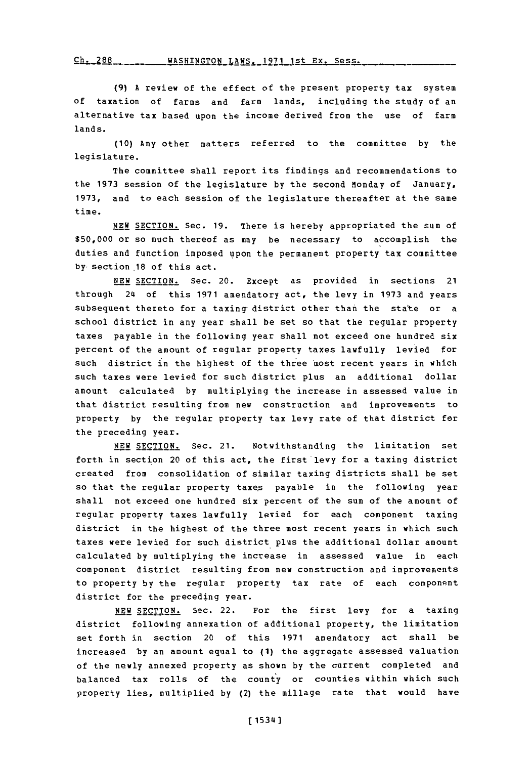(9) A review of the effect of the present property tax system of taxation of farms and farm lands, including the study of an alternative tax based upon the income derived from the use of farm lands.

(10) Any other matters referred to the committee by the legislature.

The committee shall report its findings and recommendations to the 1973 session of the legislature by the second Monday of January, 1973, and to each session of the legislature thereafter at the same time.

NEW SECTION. Sec. 19. There is hereby appropriated the sum of $50,000 or so much thereof as may be necessary to accomplish the duties and function imposed upon the permanent property tax committee by section 18 of this act.

NEW SECTION. Sec. 20. Except as provided in sections 21 through 24 of this 1971 amendatory act, the levy in 1973 and years subsequent thereto for a taxing district other than the state or a school district in any year shall be set so that the regular property taxes payable in the following year shall not exceed one hundred six percent of the amount of regular property taxes lawfully levied for such district in the highest of the three most recent years in which such taxes were levied for such district plus an additional dollar amount calculated by multiplying the increase in assessed value in that district resulting from new construction and improvements to property by the regular property tax levy rate of that district for the preceding year.

NEW SECTION. Sec. 21. Notwithstanding the limitation set forth in section 20 of this act, the first levy for a taxing district created from consolidation of similar taxing districts shall be set so that the regular property taxes payable in the following year shall not exceed one hundred six percent of the sum of the amount of regular property taxes lawfully levied for each component taxing district in the highest of the three most recent years in which such taxes were levied for such district plus the additional dollar amount calculated by multiplying the increase in assessed value in each component district resulting from new construction and improvements to property by the regular property tax rate of each component district for the preceding year.

NEW SECTION. Sec. 22. For the first levy for a taxing district following annexation of additional property, the limitation set forth in section 20 of this 1971 amendatory act shall be increased by an amount equal to (1) the aggregate assessed valuation of the newly annexed property as shown by the current completed and balanced tax rolls of the county or counties within which such property lies, multiplied by (2) the millage rate that would have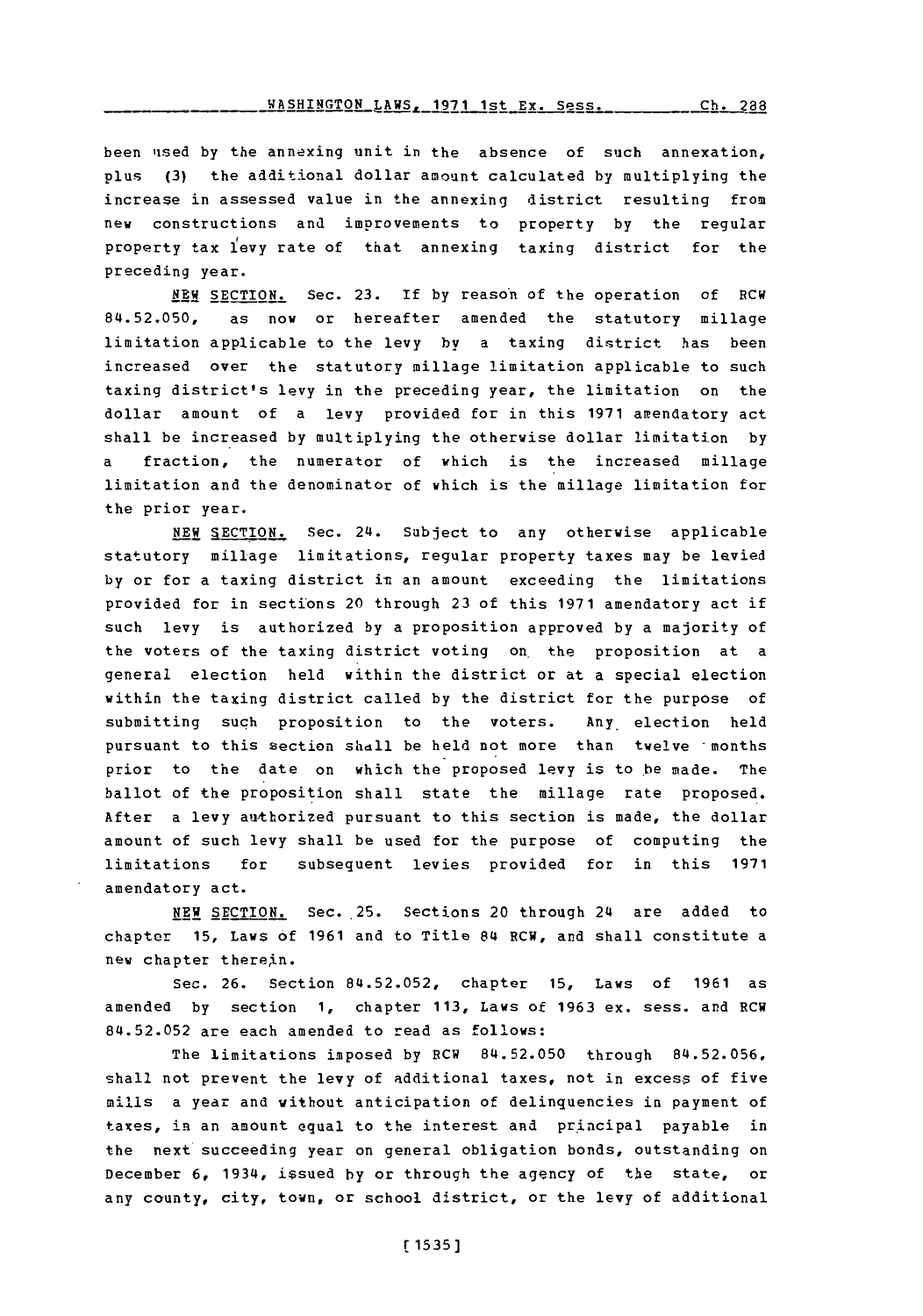been used by the annexing unit in the absence of such annexation, plus (3) the additional dollar amount calculated by multiplying the increase in assessed value in the annexing district resulting from new constructions and improvements to property by the regular property tax levy rate of that annexing taxing district for the preceding year.

NEW SECTION. Sec. 23. If by reason of the operation of RCW 84.52.050, as now or hereafter amended the statutory millage limitation applicable to the levy by a taxing district has been increased over the statutory millage limitation applicable to such taxing district's levy in the preceding year, the limitation on the dollar amount of a levy provided for in this 1971 amendatory act shall be increased by multiplying the otherwise dollar limitation by a fraction, the numerator of which is the increased millage limitation and the denominator of which is the millage limitation for the prior year.

NEW SECTION. Sec. 24. Subject to any otherwise applicable statutory millage limitations, regular property taxes may be levied by or for a taxing district in an amount exceeding the limitations provided for in sections 20 through 23 of this 1971 amendatory act if such levy is authorized by a proposition approved by a majority of the voters of the taxing district voting on the proposition at a general election held within the district or at a special election within the taxing district called by the district for the purpose of submitting such proposition to the voters. Any election held pursuant to this section shall be held not more than twelve months prior to the date on which the proposed levy is to be made. The ballot of the proposition shall state the millage rate proposed. After a levy authorized pursuant to this section is made, the dollar amount of such levy shall be used for the purpose of computing the limitations for subsequent levies provided for in this 1971 amendatory act.

NEW SECTION. Sec. 25. Sections 20 through 24 are added to chapter 15, Laws of 1961 and to Title 84 RCW, and shall constitute a new chapter therein.

Sec. 26. Section 84.52.052, chapter 15, Laws of 1961 as amended by section 1, chapter 113, Laws of 1963 ex. sess. and RCW 84.52.052 are each amended to read as follows:

The limitations imposed by RCW 84.52.050 through 84.52.056, shall not prevent the levy of additional taxes, not in excess of five mills a year and without anticipation of delinquencies in payment of taxes, in an amount equal to the interest and principal payable in the next succeeding year on general obligation bonds, outstanding on December 6, 1934, issued by or through the agency of the state, or any county, city, town, or school district, or the levy of additional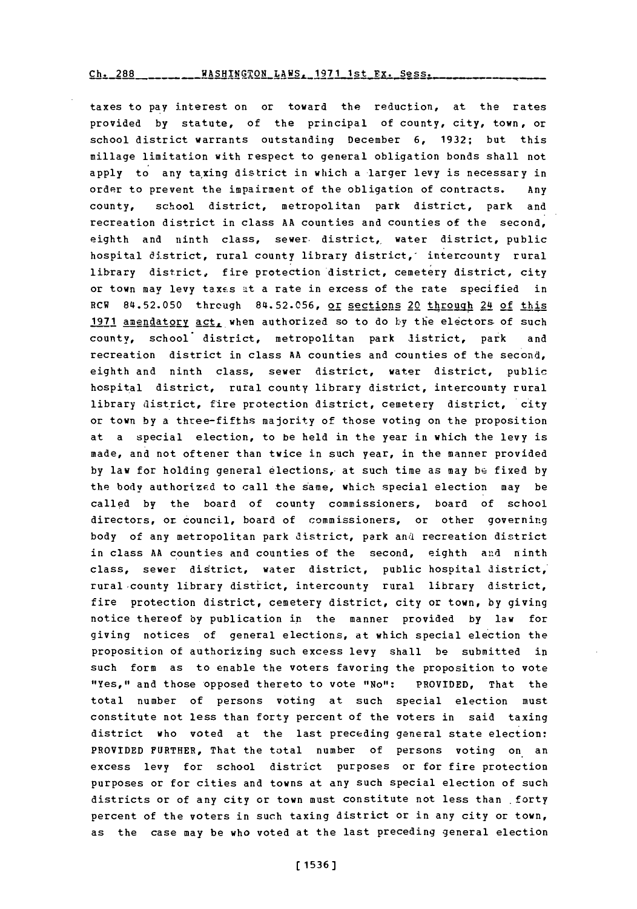taxes to pay interest on or toward the reduction, at the rates provided by statute, of the principal of county, city, town, or school district warrants outstanding December 6, 1932; but this millage limitation with respect to general obligation bonds shall not apply to any taxing district in which a larger levy is necessary in order to prevent the impairment of the obligation of contracts. Any county, school district, metropolitan park district, park and recreation district in class AA counties and counties of the second, eighth and ninth class, sewer district, water district, public hospital district, rural county library district, intercounty rural library district, fire protection district, cemetery district, city or town may levy taxes at a rate in excess of the rate specified in RCW 84.52.050 through 84.52.056, or sections 20 through 24 of this 1971 amendatory act, when authorized so to do by the electors of such county, school district, metropolitan park district, park and recreation district in class AA counties and counties of the second, eighth and ninth class, sewer district, water district, public hospital district, rural county library district, intercounty rural library district, fire protection district, cemetery district, city or town by a three-fifths majority of those voting on the proposition at a special election, to be held in the year in which the levy is made, and not oftener than twice in such year, in the manner provided by law for holding general elections, at such time as may be fixed by the body authorized to call the same, which special election may be called by the board of county commissioners, board of school directors, or council, board of commissioners, or other governing body of any metropolitan park district, park and recreation district in class AA counties and counties of the second, eighth and ninth class, sewer district, water district, public hospital district, rural county library district, intercounty rural library district, fire protection district, cemetery district, city or town, by giving notice thereof by publication in the manner provided by law for giving notices of general elections, at which special election the proposition of authorizing such excess levy shall be submitted in such form as to enable the voters favoring the proposition to vote "Yes," and those opposed thereto to vote "No": PROVIDED, That the total number of persons voting at such special election must constitute not less than forty percent of the voters in said taxing district who voted at the last preceding general state election: PROVIDED FURTHER, That the total number of persons voting on an excess levy for school district purposes or for fire protection purposes or for cities and towns at any such special election of such districts or of any city or town must constitute not less than forty percent of the voters in such taxing district or in any city or town, as the case may be who voted at the last preceding general election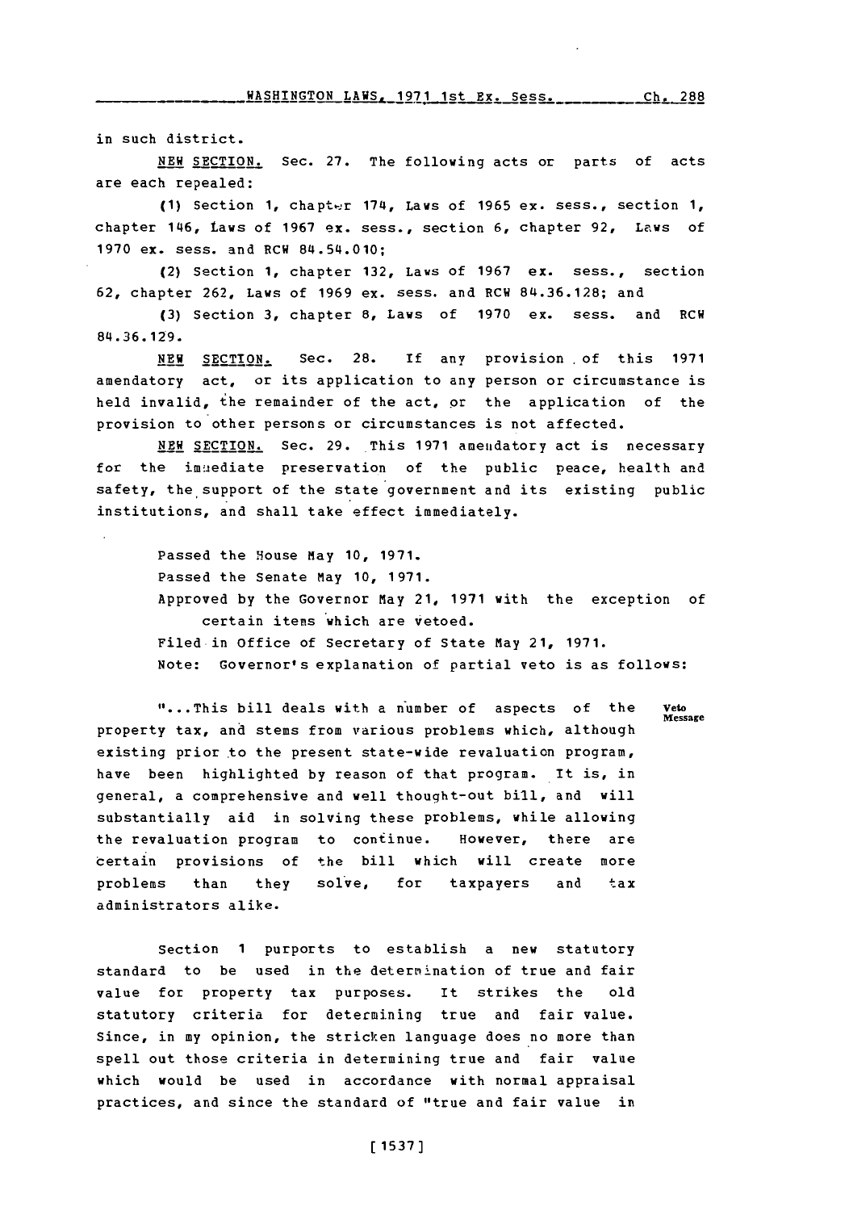in such district.

NEW SECTION. Sec. 27. The following acts or parts of acts are each repealed:

(1) Section 1, chapter 174, Laws of 1965 ex. sess., section 1, chapter 146, Laws of 1967 ex. sess., section 6, chapter 92, Laws of 1970 ex. sess. and RCW 84.54.010;

(2) Section 1, chapter 132, Laws of 1967 ex. sess., section 62, chapter 262, Laws of 1969 ex. sess. and RCW 84.36.128; and

(3) Section 3, chapter 8, Laws of 1970 ex. sess. and RCW 84.36.129.

NEW SECTION. Sec. 28. If any provision of this 1971 amendatory act, or its application to any person or circumstance is held invalid, the remainder of the act, or the application of the provision to other persons or circumstances is not affected.

NEW SECTION. Sec. 29. This 1971 amendatory act is necessary for the immediate preservation of the public peace, health and safety, the support of the state government and its existing public institutions, and shall take effect immediately.

Passed the House May 10, 1971.
Passed the Senate May 10, 1971.
Approved by the Governor May 21, 1971 with the exception of certain items which are vetoed.
Filed in Office of Secretary of State May 21, 1971.
Note: Governor's explanation of partial veto is as follows:

Veto Message

"...This bill deals with a number of aspects of the property tax, and stems from various problems which, although existing prior to the present state-wide revaluation program, have been highlighted by reason of that program. It is, in general, a comprehensive and well thought-out bill, and will substantially aid in solving these problems, while allowing the revaluation program to continue. However, there are certain provisions of the bill which will create more problems than they solve, for taxpayers and tax administrators alike.

Section 1 purports to establish a new statutory standard to be used in the determination of true and fair value for property tax purposes. It strikes the old statutory criteria for determining true and fair value. Since, in my opinion, the stricken language does no more than spell out those criteria in determining true and fair value which would be used in accordance with normal appraisal practices, and since the standard of "true and fair value in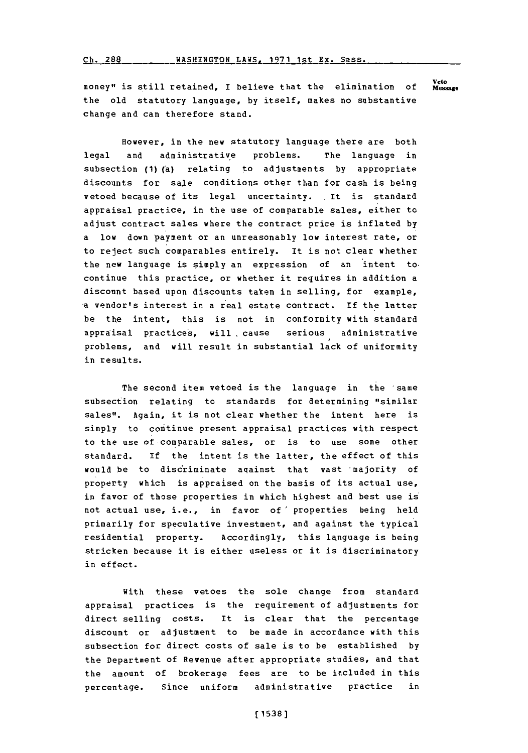money" is still retained, I believe that the elimination of the old statutory language, by itself, makes no substantive change and can therefore stand.

However, in the new statutory language there are both legal and administrative problems. The language in subsection (1)(a) relating to adjustments by appropriate discounts for sale conditions other than for cash is being vetoed because of its legal uncertainty. It is standard appraisal practice, in the use of comparable sales, either to adjust contract sales where the contract price is inflated by a low down payment or an unreasonably low interest rate, or to reject such comparables entirely. It is not clear whether the new language is simply an expression of an intent to continue this practice, or whether it requires in addition a discount based upon discounts taken in selling, for example, a vendor's interest in a real estate contract. If the latter be the intent, this is not in conformity with standard appraisal practices, will cause serious administrative problems, and will result in substantial lack of uniformity in results.

The second item vetoed is the language in the same subsection relating to standards for determining "similar sales". Again, it is not clear whether the intent here is simply to continue present appraisal practices with respect to the use of comparable sales, or is to use some other standard. If the intent is the latter, the effect of this would be to discriminate against that vast majority of property which is appraised on the basis of its actual use, in favor of those properties in which highest and best use is not actual use, i.e., in favor of properties being held primarily for speculative investment, and against the typical residential property. Accordingly, this language is being stricken because it is either useless or it is discriminatory in effect.

With these vetoes the sole change from standard appraisal practices is the requirement of adjustments for direct selling costs. It is clear that the percentage discount or adjustment to be made in accordance with this subsection for direct costs of sale is to be established by the Department of Revenue after appropriate studies, and that the amount of brokerage fees are to be included in this percentage. Since uniform administrative practice in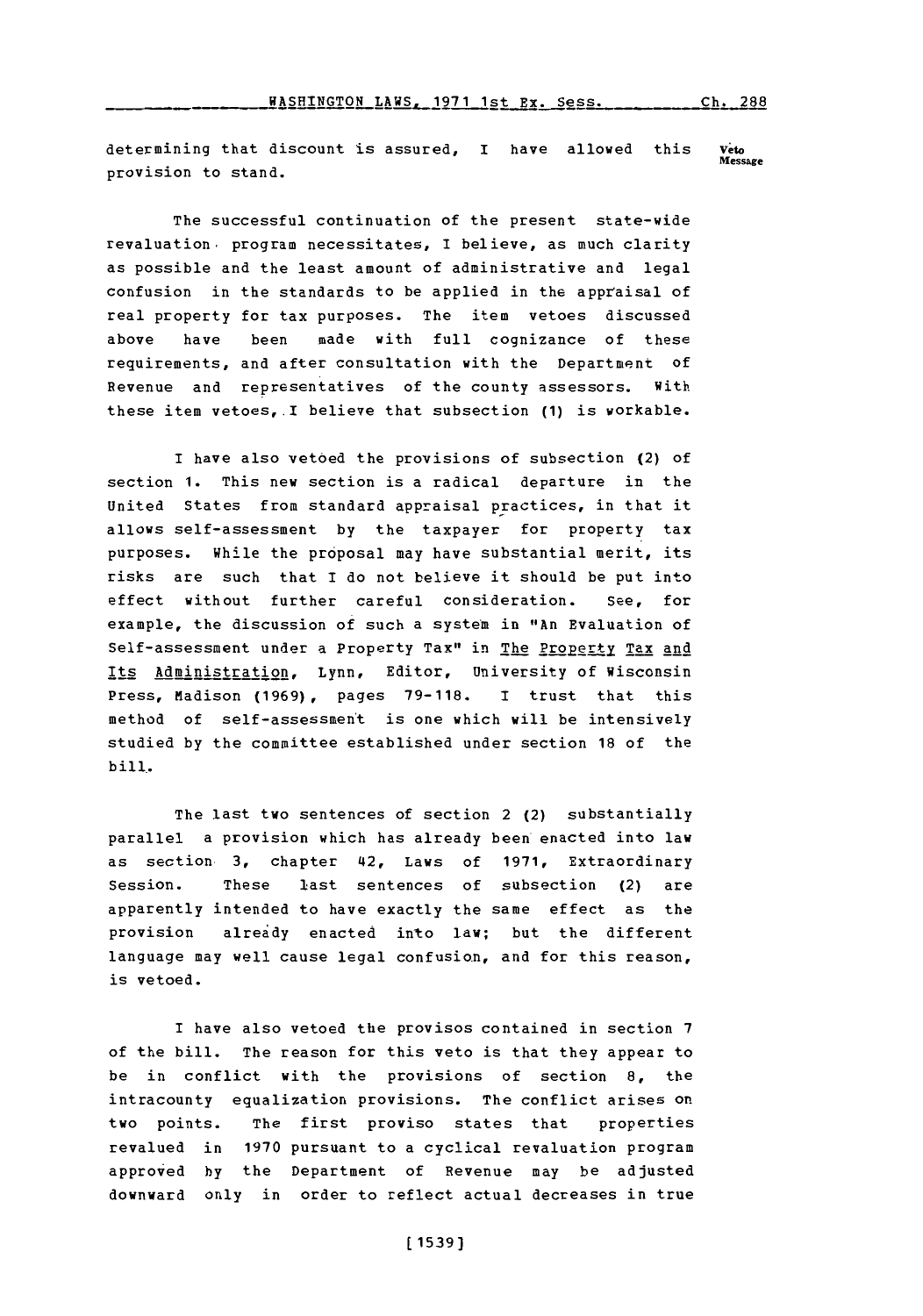determining that discount is assured, I have allowed this provision to stand.

The successful continuation of the present state-wide revaluation program necessitates, I believe, as much clarity as possible and the least amount of administrative and legal confusion in the standards to be applied in the appraisal of real property for tax purposes. The item vetoes discussed above have been made with full cognizance of these requirements, and after consultation with the Department of Revenue and representatives of the county assessors. With these item vetoes, I believe that subsection (1) is workable.

I have also vetoed the provisions of subsection (2) of section 1. This new section is a radical departure in the United States from standard appraisal practices, in that it allows self-assessment by the taxpayer for property tax purposes. While the proposal may have substantial merit, its risks are such that I do not believe it should be put into effect without further careful consideration. See, for example, the discussion of such a system in "An Evaluation of Self-assessment under a Property Tax" in The Property Tax and Its Administration, Lynn, Editor, University of Wisconsin Press, Madison (1969), pages 79-118. I trust that this method of self-assessment is one which will be intensively studied by the committee established under section 18 of the bill.

The last two sentences of section 2 (2) substantially parallel a provision which has already been enacted into law as section 3, chapter 42, Laws of 1971, Extraordinary Session. These last sentences of subsection (2) are apparently intended to have exactly the same effect as the provision already enacted into law; but the different language may well cause legal confusion, and for this reason, is vetoed.

I have also vetoed the provisos contained in section 7 of the bill. The reason for this veto is that they appear to be in conflict with the provisions of section 8, the intracounty equalization provisions. The conflict arises on two points. The first proviso states that properties revalued in 1970 pursuant to a cyclical revaluation program approved by the Department of Revenue may be adjusted downward only in order to reflect actual decreases in true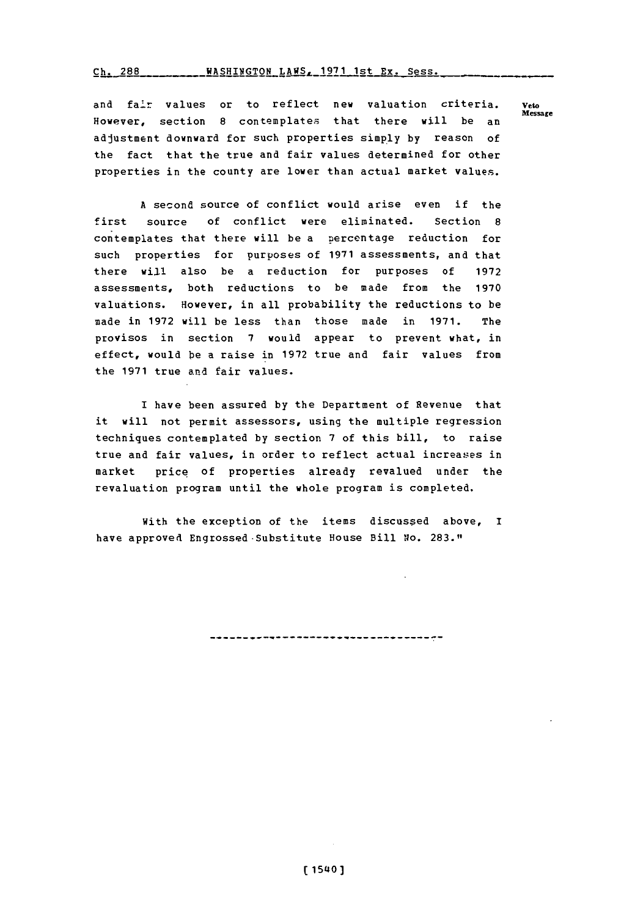and fair values or to reflect new valuation criteria. However, section 8 contemplates that there will be an adjustment downward for such properties simply by reason of the fact that the true and fair values determined for other properties in the county are lower than actual market values.

Veto Message

A second source of conflict would arise even if the first source of conflict were eliminated. Section 8 contemplates that there will be a percentage reduction for such properties for purposes of 1971 assessments, and that there will also be a reduction for purposes of 1972 assessments, both reductions to be made from the 1970 valuations. However, in all probability the reductions to be made in 1972 will be less than those made in 1971. The provisos in section 7 would appear to prevent what, in effect, would be a raise in 1972 true and fair values from the 1971 true and fair values.

I have been assured by the Department of Revenue that it will not permit assessors, using the multiple regression techniques contemplated by section 7 of this bill, to raise true and fair values, in order to reflect actual increases in market price of properties already revalued under the revaluation program until the whole program is completed.

With the exception of the items discussed above, I have approved Engrossed Substitute House Bill No. 283."

---